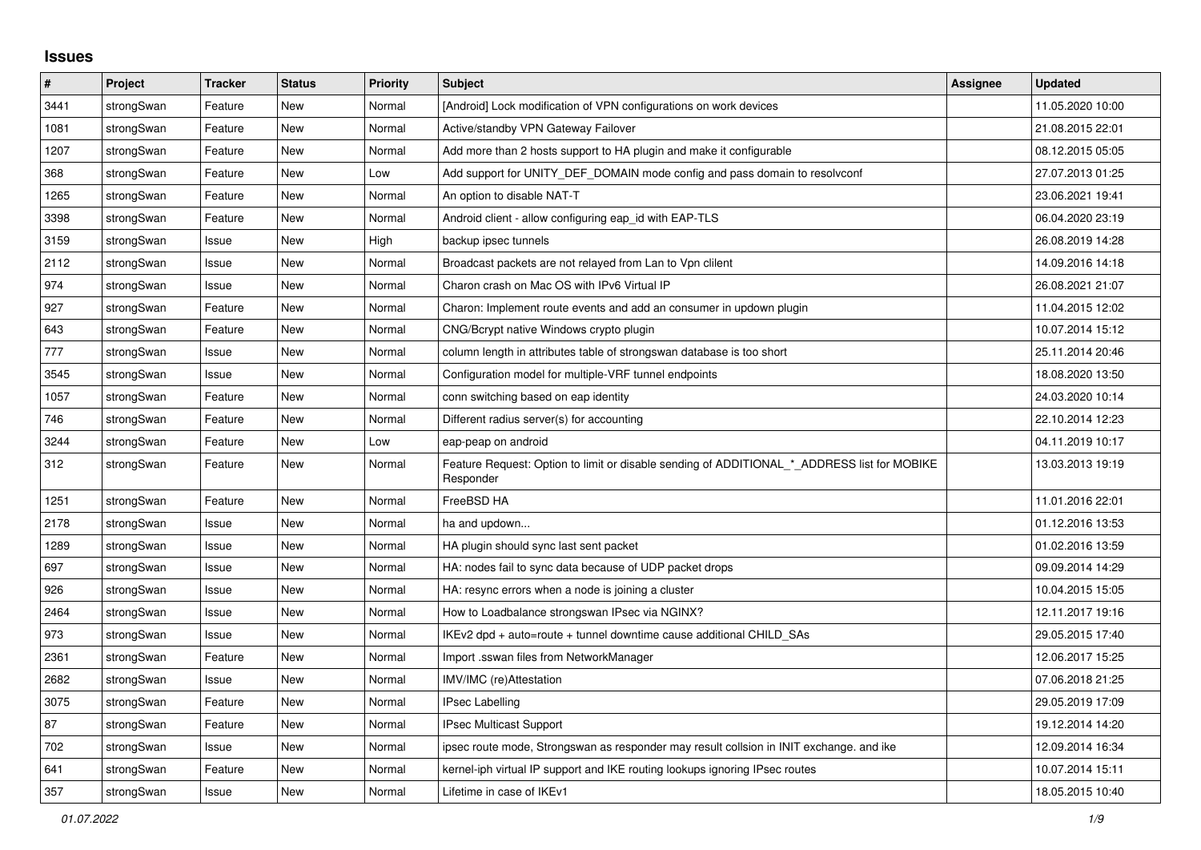## Issues

| # | Project | Tracker | Status | Priority | Subject | Assignee | Updated |
|---|---|---|---|---|---|---|---|
| 3441 | strongSwan | Feature | New | Normal | [Android] Lock modification of VPN configurations on work devices | | 11.05.2020 10:00 |
| 1081 | strongSwan | Feature | New | Normal | Active/standby VPN Gateway Failover | | 21.08.2015 22:01 |
| 1207 | strongSwan | Feature | New | Normal | Add more than 2 hosts support to HA plugin and make it configurable | | 08.12.2015 05:05 |
| 368 | strongSwan | Feature | New | Low | Add support for UNITY_DEF_DOMAIN mode config and pass domain to resolvconf | | 27.07.2013 01:25 |
| 1265 | strongSwan | Feature | New | Normal | An option to disable NAT-T | | 23.06.2021 19:41 |
| 3398 | strongSwan | Feature | New | Normal | Android client - allow configuring eap_id with EAP-TLS | | 06.04.2020 23:19 |
| 3159 | strongSwan | Issue | New | High | backup ipsec tunnels | | 26.08.2019 14:28 |
| 2112 | strongSwan | Issue | New | Normal | Broadcast packets are not relayed from Lan to Vpn clilent | | 14.09.2016 14:18 |
| 974 | strongSwan | Issue | New | Normal | Charon crash on Mac OS with IPv6 Virtual IP | | 26.08.2021 21:07 |
| 927 | strongSwan | Feature | New | Normal | Charon: Implement route events and add an consumer in updown plugin | | 11.04.2015 12:02 |
| 643 | strongSwan | Feature | New | Normal | CNG/Bcrypt native Windows crypto plugin | | 10.07.2014 15:12 |
| 777 | strongSwan | Issue | New | Normal | column length in attributes table of strongswan database is too short | | 25.11.2014 20:46 |
| 3545 | strongSwan | Issue | New | Normal | Configuration model for multiple-VRF tunnel endpoints | | 18.08.2020 13:50 |
| 1057 | strongSwan | Feature | New | Normal | conn switching based on eap identity | | 24.03.2020 10:14 |
| 746 | strongSwan | Feature | New | Normal | Different radius server(s) for accounting | | 22.10.2014 12:23 |
| 3244 | strongSwan | Feature | New | Low | eap-peap on android | | 04.11.2019 10:17 |
| 312 | strongSwan | Feature | New | Normal | Feature Request: Option to limit or disable sending of ADDITIONAL_*_ADDRESS list for MOBIKE Responder | | 13.03.2013 19:19 |
| 1251 | strongSwan | Feature | New | Normal | FreeBSD HA | | 11.01.2016 22:01 |
| 2178 | strongSwan | Issue | New | Normal | ha and updown... | | 01.12.2016 13:53 |
| 1289 | strongSwan | Issue | New | Normal | HA plugin should sync last sent packet | | 01.02.2016 13:59 |
| 697 | strongSwan | Issue | New | Normal | HA: nodes fail to sync data because of UDP packet drops | | 09.09.2014 14:29 |
| 926 | strongSwan | Issue | New | Normal | HA: resync errors when a node is joining a cluster | | 10.04.2015 15:05 |
| 2464 | strongSwan | Issue | New | Normal | How to Loadbalance strongswan IPsec via NGINX? | | 12.11.2017 19:16 |
| 973 | strongSwan | Issue | New | Normal | IKEv2 dpd + auto=route + tunnel downtime cause additional CHILD_SAs | | 29.05.2015 17:40 |
| 2361 | strongSwan | Feature | New | Normal | Import .sswan files from NetworkManager | | 12.06.2017 15:25 |
| 2682 | strongSwan | Issue | New | Normal | IMV/IMC (re)Attestation | | 07.06.2018 21:25 |
| 3075 | strongSwan | Feature | New | Normal | IPsec Labelling | | 29.05.2019 17:09 |
| 87 | strongSwan | Feature | New | Normal | IPsec Multicast Support | | 19.12.2014 14:20 |
| 702 | strongSwan | Issue | New | Normal | ipsec route mode, Strongswan as responder may result collsion in INIT exchange. and ike | | 12.09.2014 16:34 |
| 641 | strongSwan | Feature | New | Normal | kernel-iph virtual IP support and IKE routing lookups ignoring IPsec routes | | 10.07.2014 15:11 |
| 357 | strongSwan | Issue | New | Normal | Lifetime in case of IKEv1 | | 18.05.2015 10:40 |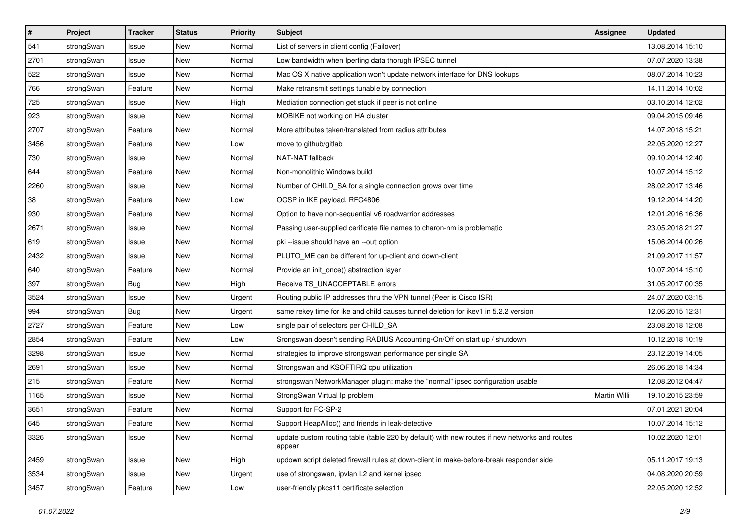| # | Project | Tracker | Status | Priority | Subject | Assignee | Updated |
|---|---|---|---|---|---|---|---|
| 541 | strongSwan | Issue | New | Normal | List of servers in client config (Failover) | | 13.08.2014 15:10 |
| 2701 | strongSwan | Issue | New | Normal | Low bandwidth when Iperfing data thorugh IPSEC tunnel | | 07.07.2020 13:38 |
| 522 | strongSwan | Issue | New | Normal | Mac OS X native application won't update network interface for DNS lookups | | 08.07.2014 10:23 |
| 766 | strongSwan | Feature | New | Normal | Make retransmit settings tunable by connection | | 14.11.2014 10:02 |
| 725 | strongSwan | Issue | New | High | Mediation connection get stuck if peer is not online | | 03.10.2014 12:02 |
| 923 | strongSwan | Issue | New | Normal | MOBIKE not working on HA cluster | | 09.04.2015 09:46 |
| 2707 | strongSwan | Feature | New | Normal | More attributes taken/translated from radius attributes | | 14.07.2018 15:21 |
| 3456 | strongSwan | Feature | New | Low | move to github/gitlab | | 22.05.2020 12:27 |
| 730 | strongSwan | Issue | New | Normal | NAT-NAT fallback | | 09.10.2014 12:40 |
| 644 | strongSwan | Feature | New | Normal | Non-monolithic Windows build | | 10.07.2014 15:12 |
| 2260 | strongSwan | Issue | New | Normal | Number of CHILD_SA for a single connection grows over time | | 28.02.2017 13:46 |
| 38 | strongSwan | Feature | New | Low | OCSP in IKE payload, RFC4806 | | 19.12.2014 14:20 |
| 930 | strongSwan | Feature | New | Normal | Option to have non-sequential v6 roadwarrior addresses | | 12.01.2016 16:36 |
| 2671 | strongSwan | Issue | New | Normal | Passing user-supplied cerificate file names to charon-nm is problematic | | 23.05.2018 21:27 |
| 619 | strongSwan | Issue | New | Normal | pki --issue should have an --out option | | 15.06.2014 00:26 |
| 2432 | strongSwan | Issue | New | Normal | PLUTO_ME can be different for up-client and down-client | | 21.09.2017 11:57 |
| 640 | strongSwan | Feature | New | Normal | Provide an init_once() abstraction layer | | 10.07.2014 15:10 |
| 397 | strongSwan | Bug | New | High | Receive TS_UNACCEPTABLE errors | | 31.05.2017 00:35 |
| 3524 | strongSwan | Issue | New | Urgent | Routing public IP addresses thru the VPN tunnel (Peer is Cisco ISR) | | 24.07.2020 03:15 |
| 994 | strongSwan | Bug | New | Urgent | same rekey time for ike and child causes tunnel deletion for ikev1 in 5.2.2 version | | 12.06.2015 12:31 |
| 2727 | strongSwan | Feature | New | Low | single pair of selectors per CHILD_SA | | 23.08.2018 12:08 |
| 2854 | strongSwan | Feature | New | Low | Srongswan doesn't sending RADIUS Accounting-On/Off on start up / shutdown | | 10.12.2018 10:19 |
| 3298 | strongSwan | Issue | New | Normal | strategies to improve strongswan performance per single SA | | 23.12.2019 14:05 |
| 2691 | strongSwan | Issue | New | Normal | Strongswan and KSOFTIRQ cpu utilization | | 26.06.2018 14:34 |
| 215 | strongSwan | Feature | New | Normal | strongswan NetworkManager plugin: make the "normal" ipsec configuration usable | | 12.08.2012 04:47 |
| 1165 | strongSwan | Issue | New | Normal | StrongSwan Virtual Ip problem | Martin Willi | 19.10.2015 23:59 |
| 3651 | strongSwan | Feature | New | Normal | Support for FC-SP-2 | | 07.01.2021 20:04 |
| 645 | strongSwan | Feature | New | Normal | Support HeapAlloc() and friends in leak-detective | | 10.07.2014 15:12 |
| 3326 | strongSwan | Issue | New | Normal | update custom routing table (table 220 by default) with new routes if new networks and routes appear | | 10.02.2020 12:01 |
| 2459 | strongSwan | Issue | New | High | updown script deleted firewall rules at down-client in make-before-break responder side | | 05.11.2017 19:13 |
| 3534 | strongSwan | Issue | New | Urgent | use of strongswan, ipvlan L2 and kernel ipsec | | 04.08.2020 20:59 |
| 3457 | strongSwan | Feature | New | Low | user-friendly pkcs11 certificate selection | | 22.05.2020 12:52 |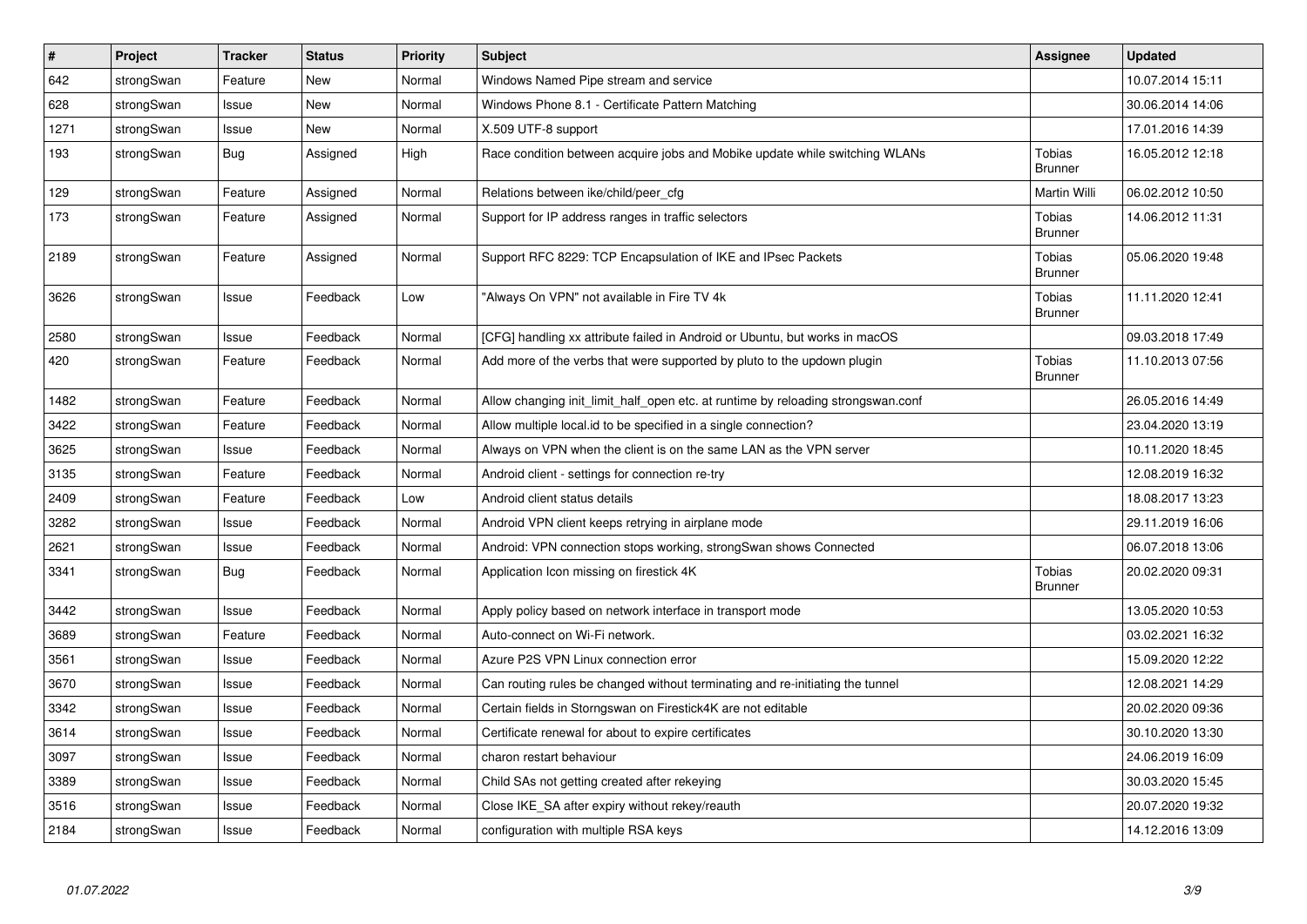| # | Project | Tracker | Status | Priority | Subject | Assignee | Updated |
|---|---|---|---|---|---|---|---|
| 642 | strongSwan | Feature | New | Normal | Windows Named Pipe stream and service | | 10.07.2014 15:11 |
| 628 | strongSwan | Issue | New | Normal | Windows Phone 8.1 - Certificate Pattern Matching | | 30.06.2014 14:06 |
| 1271 | strongSwan | Issue | New | Normal | X.509 UTF-8 support | | 17.01.2016 14:39 |
| 193 | strongSwan | Bug | Assigned | High | Race condition between acquire jobs and Mobike update while switching WLANs | Tobias Brunner | 16.05.2012 12:18 |
| 129 | strongSwan | Feature | Assigned | Normal | Relations between ike/child/peer_cfg | Martin Willi | 06.02.2012 10:50 |
| 173 | strongSwan | Feature | Assigned | Normal | Support for IP address ranges in traffic selectors | Tobias Brunner | 14.06.2012 11:31 |
| 2189 | strongSwan | Feature | Assigned | Normal | Support RFC 8229: TCP Encapsulation of IKE and IPsec Packets | Tobias Brunner | 05.06.2020 19:48 |
| 3626 | strongSwan | Issue | Feedback | Low | "Always On VPN" not available in Fire TV 4k | Tobias Brunner | 11.11.2020 12:41 |
| 2580 | strongSwan | Issue | Feedback | Normal | [CFG] handling xx attribute failed in Android or Ubuntu, but works in macOS | | 09.03.2018 17:49 |
| 420 | strongSwan | Feature | Feedback | Normal | Add more of the verbs that were supported by pluto to the updown plugin | Tobias Brunner | 11.10.2013 07:56 |
| 1482 | strongSwan | Feature | Feedback | Normal | Allow changing init_limit_half_open etc. at runtime by reloading strongswan.conf | | 26.05.2016 14:49 |
| 3422 | strongSwan | Feature | Feedback | Normal | Allow multiple local.id to be specified in a single connection? | | 23.04.2020 13:19 |
| 3625 | strongSwan | Issue | Feedback | Normal | Always on VPN when the client is on the same LAN as the VPN server | | 10.11.2020 18:45 |
| 3135 | strongSwan | Feature | Feedback | Normal | Android client - settings for connection re-try | | 12.08.2019 16:32 |
| 2409 | strongSwan | Feature | Feedback | Low | Android client status details | | 18.08.2017 13:23 |
| 3282 | strongSwan | Issue | Feedback | Normal | Android VPN client keeps retrying in airplane mode | | 29.11.2019 16:06 |
| 2621 | strongSwan | Issue | Feedback | Normal | Android: VPN connection stops working, strongSwan shows Connected | | 06.07.2018 13:06 |
| 3341 | strongSwan | Bug | Feedback | Normal | Application Icon missing on firestick 4K | Tobias Brunner | 20.02.2020 09:31 |
| 3442 | strongSwan | Issue | Feedback | Normal | Apply policy based on network interface in transport mode | | 13.05.2020 10:53 |
| 3689 | strongSwan | Feature | Feedback | Normal | Auto-connect on Wi-Fi network. | | 03.02.2021 16:32 |
| 3561 | strongSwan | Issue | Feedback | Normal | Azure P2S VPN Linux connection error | | 15.09.2020 12:22 |
| 3670 | strongSwan | Issue | Feedback | Normal | Can routing rules be changed without terminating and re-initiating the tunnel | | 12.08.2021 14:29 |
| 3342 | strongSwan | Issue | Feedback | Normal | Certain fields in Storngswan on Firestick4K are not editable | | 20.02.2020 09:36 |
| 3614 | strongSwan | Issue | Feedback | Normal | Certificate renewal for about to expire certificates | | 30.10.2020 13:30 |
| 3097 | strongSwan | Issue | Feedback | Normal | charon restart behaviour | | 24.06.2019 16:09 |
| 3389 | strongSwan | Issue | Feedback | Normal | Child SAs not getting created after rekeying | | 30.03.2020 15:45 |
| 3516 | strongSwan | Issue | Feedback | Normal | Close IKE_SA after expiry without rekey/reauth | | 20.07.2020 19:32 |
| 2184 | strongSwan | Issue | Feedback | Normal | configuration with multiple RSA keys | | 14.12.2016 13:09 |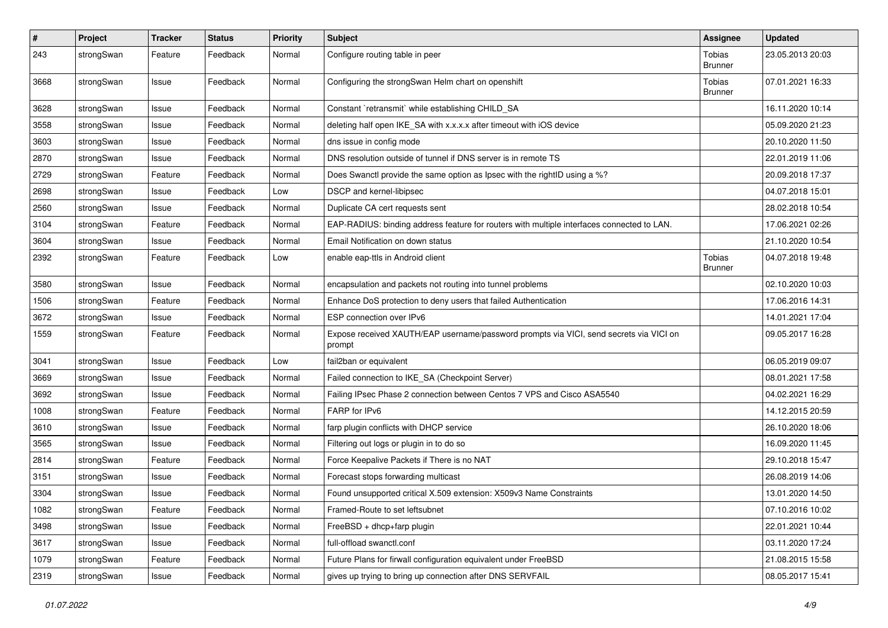| # | Project | Tracker | Status | Priority | Subject | Assignee | Updated |
|---|---|---|---|---|---|---|---|
| 243 | strongSwan | Feature | Feedback | Normal | Configure routing table in peer | Tobias Brunner | 23.05.2013 20:03 |
| 3668 | strongSwan | Issue | Feedback | Normal | Configuring the strongSwan Helm chart on openshift | Tobias Brunner | 07.01.2021 16:33 |
| 3628 | strongSwan | Issue | Feedback | Normal | Constant `retransmit` while establishing CHILD_SA | | 16.11.2020 10:14 |
| 3558 | strongSwan | Issue | Feedback | Normal | deleting half open IKE_SA with x.x.x.x after timeout with iOS device | | 05.09.2020 21:23 |
| 3603 | strongSwan | Issue | Feedback | Normal | dns issue in config mode | | 20.10.2020 11:50 |
| 2870 | strongSwan | Issue | Feedback | Normal | DNS resolution outside of tunnel if DNS server is in remote TS | | 22.01.2019 11:06 |
| 2729 | strongSwan | Feature | Feedback | Normal | Does Swanctl provide the same option as Ipsec with the rightID using a %? | | 20.09.2018 17:37 |
| 2698 | strongSwan | Issue | Feedback | Low | DSCP and kernel-libipsec | | 04.07.2018 15:01 |
| 2560 | strongSwan | Issue | Feedback | Normal | Duplicate CA cert requests sent | | 28.02.2018 10:54 |
| 3104 | strongSwan | Feature | Feedback | Normal | EAP-RADIUS: binding address feature for routers with multiple interfaces connected to LAN. | | 17.06.2021 02:26 |
| 3604 | strongSwan | Issue | Feedback | Normal | Email Notification on down status | | 21.10.2020 10:54 |
| 2392 | strongSwan | Feature | Feedback | Low | enable eap-ttls in Android client | Tobias Brunner | 04.07.2018 19:48 |
| 3580 | strongSwan | Issue | Feedback | Normal | encapsulation and packets not routing into tunnel problems | | 02.10.2020 10:03 |
| 1506 | strongSwan | Feature | Feedback | Normal | Enhance DoS protection to deny users that failed Authentication | | 17.06.2016 14:31 |
| 3672 | strongSwan | Issue | Feedback | Normal | ESP connection over IPv6 | | 14.01.2021 17:04 |
| 1559 | strongSwan | Feature | Feedback | Normal | Expose received XAUTH/EAP username/password prompts via VICI, send secrets via VICI on prompt | | 09.05.2017 16:28 |
| 3041 | strongSwan | Issue | Feedback | Low | fail2ban or equivalent | | 06.05.2019 09:07 |
| 3669 | strongSwan | Issue | Feedback | Normal | Failed connection to IKE_SA (Checkpoint Server) | | 08.01.2021 17:58 |
| 3692 | strongSwan | Issue | Feedback | Normal | Failing IPsec Phase 2 connection between Centos 7 VPS and Cisco ASA5540 | | 04.02.2021 16:29 |
| 1008 | strongSwan | Feature | Feedback | Normal | FARP for IPv6 | | 14.12.2015 20:59 |
| 3610 | strongSwan | Issue | Feedback | Normal | farp plugin conflicts with DHCP service | | 26.10.2020 18:06 |
| 3565 | strongSwan | Issue | Feedback | Normal | Filtering out logs or plugin in to do so | | 16.09.2020 11:45 |
| 2814 | strongSwan | Feature | Feedback | Normal | Force Keepalive Packets if There is no NAT | | 29.10.2018 15:47 |
| 3151 | strongSwan | Issue | Feedback | Normal | Forecast stops forwarding multicast | | 26.08.2019 14:06 |
| 3304 | strongSwan | Issue | Feedback | Normal | Found unsupported critical X.509 extension: X509v3 Name Constraints | | 13.01.2020 14:50 |
| 1082 | strongSwan | Feature | Feedback | Normal | Framed-Route to set leftsubnet | | 07.10.2016 10:02 |
| 3498 | strongSwan | Issue | Feedback | Normal | FreeBSD + dhcp+farp plugin | | 22.01.2021 10:44 |
| 3617 | strongSwan | Issue | Feedback | Normal | full-offload swanctl.conf | | 03.11.2020 17:24 |
| 1079 | strongSwan | Feature | Feedback | Normal | Future Plans for firwall configuration equivalent under FreeBSD | | 21.08.2015 15:58 |
| 2319 | strongSwan | Issue | Feedback | Normal | gives up trying to bring up connection after DNS SERVFAIL | | 08.05.2017 15:41 |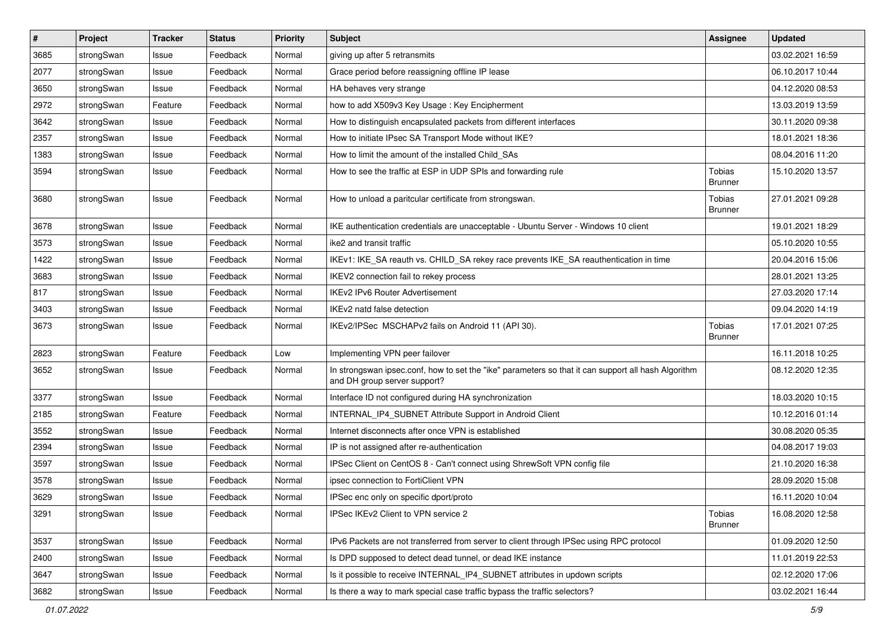| # | Project | Tracker | Status | Priority | Subject | Assignee | Updated |
|---|---|---|---|---|---|---|---|
| 3685 | strongSwan | Issue | Feedback | Normal | giving up after 5 retransmits | | 03.02.2021 16:59 |
| 2077 | strongSwan | Issue | Feedback | Normal | Grace period before reassigning offline IP lease | | 06.10.2017 10:44 |
| 3650 | strongSwan | Issue | Feedback | Normal | HA behaves very strange | | 04.12.2020 08:53 |
| 2972 | strongSwan | Feature | Feedback | Normal | how to add X509v3 Key Usage : Key Encipherment | | 13.03.2019 13:59 |
| 3642 | strongSwan | Issue | Feedback | Normal | How to distinguish encapsulated packets from different interfaces | | 30.11.2020 09:38 |
| 2357 | strongSwan | Issue | Feedback | Normal | How to initiate IPsec SA Transport Mode without IKE? | | 18.01.2021 18:36 |
| 1383 | strongSwan | Issue | Feedback | Normal | How to limit the amount of the installed Child_SAs | | 08.04.2016 11:20 |
| 3594 | strongSwan | Issue | Feedback | Normal | How to see the traffic at ESP in UDP SPIs and forwarding rule | Tobias Brunner | 15.10.2020 13:57 |
| 3680 | strongSwan | Issue | Feedback | Normal | How to unload a paritcular certificate from strongswan. | Tobias Brunner | 27.01.2021 09:28 |
| 3678 | strongSwan | Issue | Feedback | Normal | IKE authentication credentials are unacceptable - Ubuntu Server - Windows 10 client | | 19.01.2021 18:29 |
| 3573 | strongSwan | Issue | Feedback | Normal | ike2 and transit traffic | | 05.10.2020 10:55 |
| 1422 | strongSwan | Issue | Feedback | Normal | IKEv1: IKE_SA reauth vs. CHILD_SA rekey race prevents IKE_SA reauthentication in time | | 20.04.2016 15:06 |
| 3683 | strongSwan | Issue | Feedback | Normal | IKEV2 connection fail to rekey process | | 28.01.2021 13:25 |
| 817 | strongSwan | Issue | Feedback | Normal | IKEv2 IPv6 Router Advertisement | | 27.03.2020 17:14 |
| 3403 | strongSwan | Issue | Feedback | Normal | IKEv2 natd false detection | | 09.04.2020 14:19 |
| 3673 | strongSwan | Issue | Feedback | Normal | IKEv2/IPSec MSCHAPv2 fails on Android 11 (API 30). | Tobias Brunner | 17.01.2021 07:25 |
| 2823 | strongSwan | Feature | Feedback | Low | Implementing VPN peer failover | | 16.11.2018 10:25 |
| 3652 | strongSwan | Issue | Feedback | Normal | In strongswan ipsec.conf, how to set the "ike" parameters so that it can support all hash Algorithm and DH group server support? | | 08.12.2020 12:35 |
| 3377 | strongSwan | Issue | Feedback | Normal | Interface ID not configured during HA synchronization | | 18.03.2020 10:15 |
| 2185 | strongSwan | Feature | Feedback | Normal | INTERNAL_IP4_SUBNET Attribute Support in Android Client | | 10.12.2016 01:14 |
| 3552 | strongSwan | Issue | Feedback | Normal | Internet disconnects after once VPN is established | | 30.08.2020 05:35 |
| 2394 | strongSwan | Issue | Feedback | Normal | IP is not assigned after re-authentication | | 04.08.2017 19:03 |
| 3597 | strongSwan | Issue | Feedback | Normal | IPSec Client on CentOS 8 - Can't connect using ShrewSoft VPN config file | | 21.10.2020 16:38 |
| 3578 | strongSwan | Issue | Feedback | Normal | ipsec connection to FortiClient VPN | | 28.09.2020 15:08 |
| 3629 | strongSwan | Issue | Feedback | Normal | IPSec enc only on specific dport/proto | | 16.11.2020 10:04 |
| 3291 | strongSwan | Issue | Feedback | Normal | IPSec IKEv2 Client to VPN service 2 | Tobias Brunner | 16.08.2020 12:58 |
| 3537 | strongSwan | Issue | Feedback | Normal | IPv6 Packets are not transferred from server to client through IPSec using RPC protocol | | 01.09.2020 12:50 |
| 2400 | strongSwan | Issue | Feedback | Normal | Is DPD supposed to detect dead tunnel, or dead IKE instance | | 11.01.2019 22:53 |
| 3647 | strongSwan | Issue | Feedback | Normal | Is it possible to receive INTERNAL_IP4_SUBNET attributes in updown scripts | | 02.12.2020 17:06 |
| 3682 | strongSwan | Issue | Feedback | Normal | Is there a way to mark special case traffic bypass the traffic selectors? | | 03.02.2021 16:44 |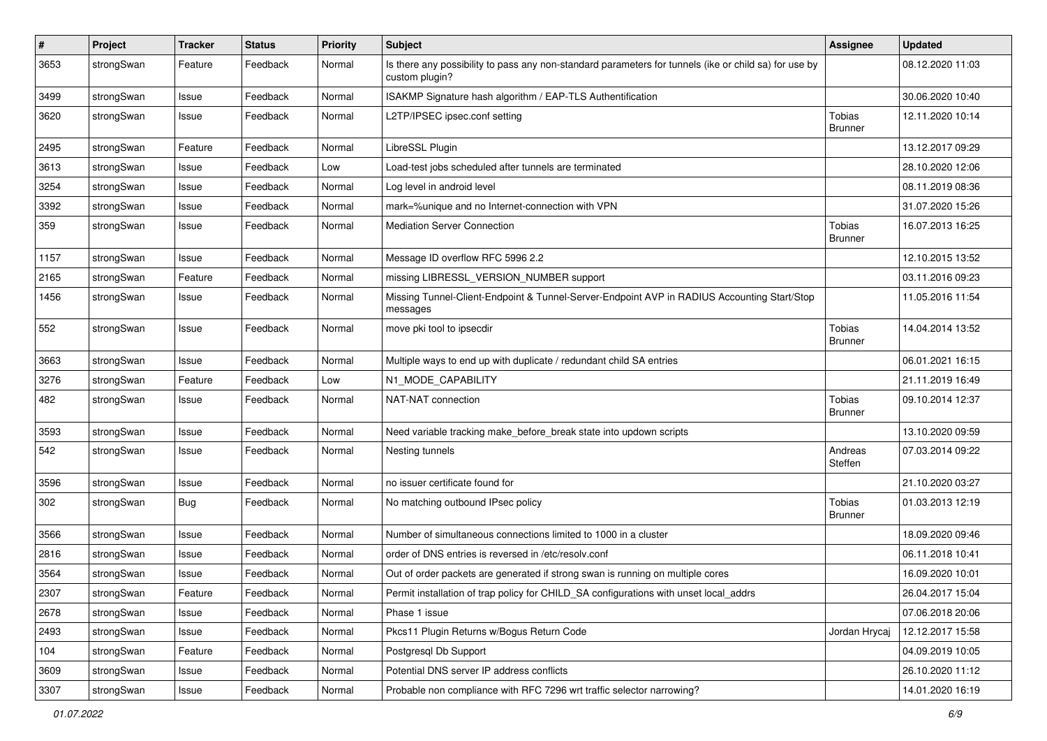| # | Project | Tracker | Status | Priority | Subject | Assignee | Updated |
|---|---|---|---|---|---|---|---|
| 3653 | strongSwan | Feature | Feedback | Normal | Is there any possibility to pass any non-standard parameters for tunnels (ike or child sa) for use by custom plugin? | | 08.12.2020 11:03 |
| 3499 | strongSwan | Issue | Feedback | Normal | ISAKMP Signature hash algorithm / EAP-TLS Authentification | | 30.06.2020 10:40 |
| 3620 | strongSwan | Issue | Feedback | Normal | L2TP/IPSEC ipsec.conf setting | Tobias Brunner | 12.11.2020 10:14 |
| 2495 | strongSwan | Feature | Feedback | Normal | LibreSSL Plugin | | 13.12.2017 09:29 |
| 3613 | strongSwan | Issue | Feedback | Low | Load-test jobs scheduled after tunnels are terminated | | 28.10.2020 12:06 |
| 3254 | strongSwan | Issue | Feedback | Normal | Log level in android level | | 08.11.2019 08:36 |
| 3392 | strongSwan | Issue | Feedback | Normal | mark=%unique and no Internet-connection with VPN | | 31.07.2020 15:26 |
| 359 | strongSwan | Issue | Feedback | Normal | Mediation Server Connection | Tobias Brunner | 16.07.2013 16:25 |
| 1157 | strongSwan | Issue | Feedback | Normal | Message ID overflow RFC 5996 2.2 | | 12.10.2015 13:52 |
| 2165 | strongSwan | Feature | Feedback | Normal | missing LIBRESSL_VERSION_NUMBER support | | 03.11.2016 09:23 |
| 1456 | strongSwan | Issue | Feedback | Normal | Missing Tunnel-Client-Endpoint & Tunnel-Server-Endpoint AVP in RADIUS Accounting Start/Stop messages | | 11.05.2016 11:54 |
| 552 | strongSwan | Issue | Feedback | Normal | move pki tool to ipsecdir | Tobias Brunner | 14.04.2014 13:52 |
| 3663 | strongSwan | Issue | Feedback | Normal | Multiple ways to end up with duplicate / redundant child SA entries | | 06.01.2021 16:15 |
| 3276 | strongSwan | Feature | Feedback | Low | N1_MODE_CAPABILITY | | 21.11.2019 16:49 |
| 482 | strongSwan | Issue | Feedback | Normal | NAT-NAT connection | Tobias Brunner | 09.10.2014 12:37 |
| 3593 | strongSwan | Issue | Feedback | Normal | Need variable tracking make_before_break state into updown scripts | | 13.10.2020 09:59 |
| 542 | strongSwan | Issue | Feedback | Normal | Nesting tunnels | Andreas Steffen | 07.03.2014 09:22 |
| 3596 | strongSwan | Issue | Feedback | Normal | no issuer certificate found for | | 21.10.2020 03:27 |
| 302 | strongSwan | Bug | Feedback | Normal | No matching outbound IPsec policy | Tobias Brunner | 01.03.2013 12:19 |
| 3566 | strongSwan | Issue | Feedback | Normal | Number of simultaneous connections limited to 1000 in a cluster | | 18.09.2020 09:46 |
| 2816 | strongSwan | Issue | Feedback | Normal | order of DNS entries is reversed in /etc/resolv.conf | | 06.11.2018 10:41 |
| 3564 | strongSwan | Issue | Feedback | Normal | Out of order packets are generated if strong swan is running on multiple cores | | 16.09.2020 10:01 |
| 2307 | strongSwan | Feature | Feedback | Normal | Permit installation of trap policy for CHILD_SA configurations with unset local_addrs | | 26.04.2017 15:04 |
| 2678 | strongSwan | Issue | Feedback | Normal | Phase 1 issue | | 07.06.2018 20:06 |
| 2493 | strongSwan | Issue | Feedback | Normal | Pkcs11 Plugin Returns w/Bogus Return Code | Jordan Hrycaj | 12.12.2017 15:58 |
| 104 | strongSwan | Feature | Feedback | Normal | Postgresql Db Support | | 04.09.2019 10:05 |
| 3609 | strongSwan | Issue | Feedback | Normal | Potential DNS server IP address conflicts | | 26.10.2020 11:12 |
| 3307 | strongSwan | Issue | Feedback | Normal | Probable non compliance with RFC 7296 wrt traffic selector narrowing? | | 14.01.2020 16:19 |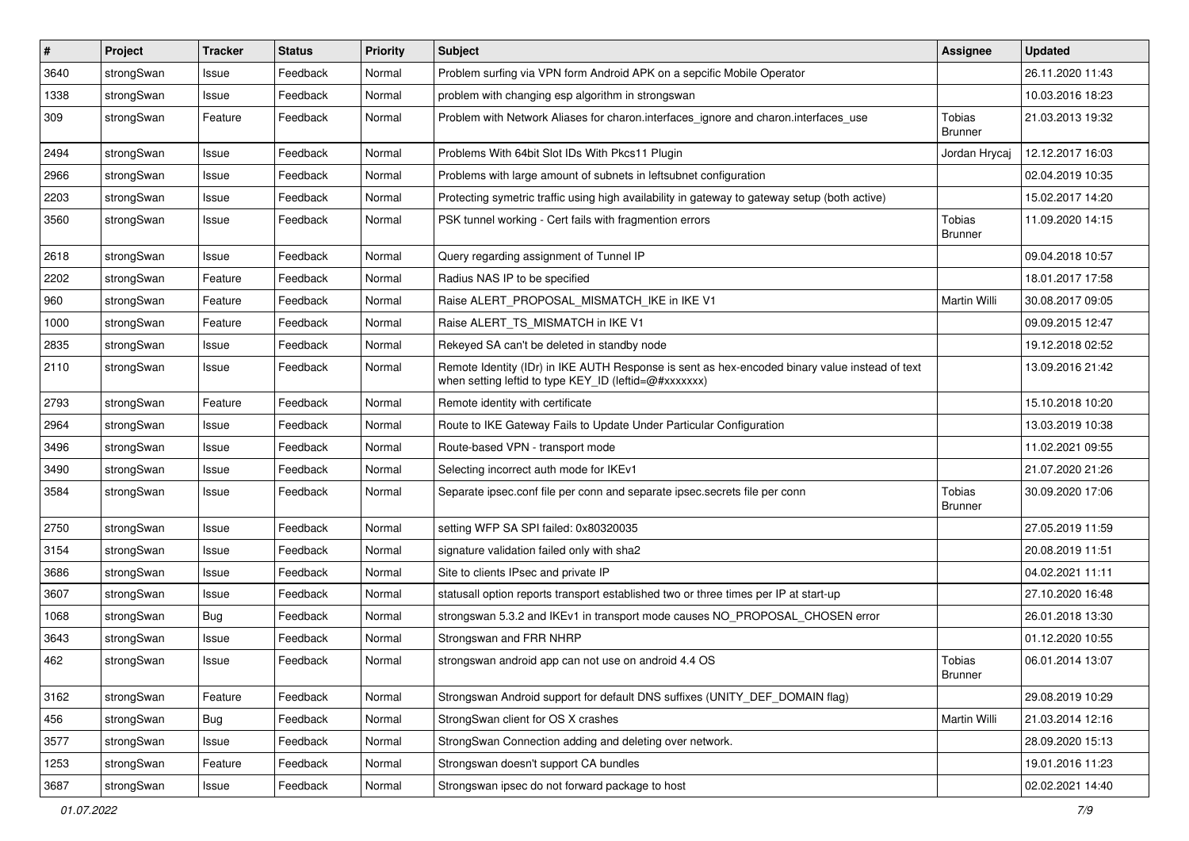| # | Project | Tracker | Status | Priority | Subject | Assignee | Updated |
|---|---|---|---|---|---|---|---|
| 3640 | strongSwan | Issue | Feedback | Normal | Problem surfing via VPN form Android APK on a sepcific Mobile Operator | | 26.11.2020 11:43 |
| 1338 | strongSwan | Issue | Feedback | Normal | problem with changing esp algorithm in strongswan | | 10.03.2016 18:23 |
| 309 | strongSwan | Feature | Feedback | Normal | Problem with Network Aliases for charon.interfaces_ignore and charon.interfaces_use | Tobias Brunner | 21.03.2013 19:32 |
| 2494 | strongSwan | Issue | Feedback | Normal | Problems With 64bit Slot IDs With Pkcs11 Plugin | Jordan Hrycaj | 12.12.2017 16:03 |
| 2966 | strongSwan | Issue | Feedback | Normal | Problems with large amount of subnets in leftsubnet configuration | | 02.04.2019 10:35 |
| 2203 | strongSwan | Issue | Feedback | Normal | Protecting symetric traffic using high availability in gateway to gateway setup (both active) | | 15.02.2017 14:20 |
| 3560 | strongSwan | Issue | Feedback | Normal | PSK tunnel working - Cert fails with fragmention errors | Tobias Brunner | 11.09.2020 14:15 |
| 2618 | strongSwan | Issue | Feedback | Normal | Query regarding assignment of Tunnel IP | | 09.04.2018 10:57 |
| 2202 | strongSwan | Feature | Feedback | Normal | Radius NAS IP to be specified | | 18.01.2017 17:58 |
| 960 | strongSwan | Feature | Feedback | Normal | Raise ALERT_PROPOSAL_MISMATCH_IKE in IKE V1 | Martin Willi | 30.08.2017 09:05 |
| 1000 | strongSwan | Feature | Feedback | Normal | Raise ALERT_TS_MISMATCH in IKE V1 | | 09.09.2015 12:47 |
| 2835 | strongSwan | Issue | Feedback | Normal | Rekeyed SA can't be deleted in standby node | | 19.12.2018 02:52 |
| 2110 | strongSwan | Issue | Feedback | Normal | Remote Identity (IDr) in IKE AUTH Response is sent as hex-encoded binary value instead of text when setting leftid to type KEY_ID (leftid=@#xxxxxxx) | | 13.09.2016 21:42 |
| 2793 | strongSwan | Feature | Feedback | Normal | Remote identity with certificate | | 15.10.2018 10:20 |
| 2964 | strongSwan | Issue | Feedback | Normal | Route to IKE Gateway Fails to Update Under Particular Configuration | | 13.03.2019 10:38 |
| 3496 | strongSwan | Issue | Feedback | Normal | Route-based VPN - transport mode | | 11.02.2021 09:55 |
| 3490 | strongSwan | Issue | Feedback | Normal | Selecting incorrect auth mode for IKEv1 | | 21.07.2020 21:26 |
| 3584 | strongSwan | Issue | Feedback | Normal | Separate ipsec.conf file per conn and separate ipsec.secrets file per conn | Tobias Brunner | 30.09.2020 17:06 |
| 2750 | strongSwan | Issue | Feedback | Normal | setting WFP SA SPI failed: 0x80320035 | | 27.05.2019 11:59 |
| 3154 | strongSwan | Issue | Feedback | Normal | signature validation failed only with sha2 | | 20.08.2019 11:51 |
| 3686 | strongSwan | Issue | Feedback | Normal | Site to clients IPsec and private IP | | 04.02.2021 11:11 |
| 3607 | strongSwan | Issue | Feedback | Normal | statusall option reports transport established two or three times per IP at start-up | | 27.10.2020 16:48 |
| 1068 | strongSwan | Bug | Feedback | Normal | strongswan 5.3.2 and IKEv1 in transport mode causes NO_PROPOSAL_CHOSEN error | | 26.01.2018 13:30 |
| 3643 | strongSwan | Issue | Feedback | Normal | Strongswan and FRR NHRP | | 01.12.2020 10:55 |
| 462 | strongSwan | Issue | Feedback | Normal | strongswan android app can not use on android 4.4 OS | Tobias Brunner | 06.01.2014 13:07 |
| 3162 | strongSwan | Feature | Feedback | Normal | Strongswan Android support for default DNS suffixes (UNITY_DEF_DOMAIN flag) | | 29.08.2019 10:29 |
| 456 | strongSwan | Bug | Feedback | Normal | StrongSwan client for OS X crashes | Martin Willi | 21.03.2014 12:16 |
| 3577 | strongSwan | Issue | Feedback | Normal | StrongSwan Connection adding and deleting over network. | | 28.09.2020 15:13 |
| 1253 | strongSwan | Feature | Feedback | Normal | Strongswan doesn't support CA bundles | | 19.01.2016 11:23 |
| 3687 | strongSwan | Issue | Feedback | Normal | Strongswan ipsec do not forward package to host | | 02.02.2021 14:40 |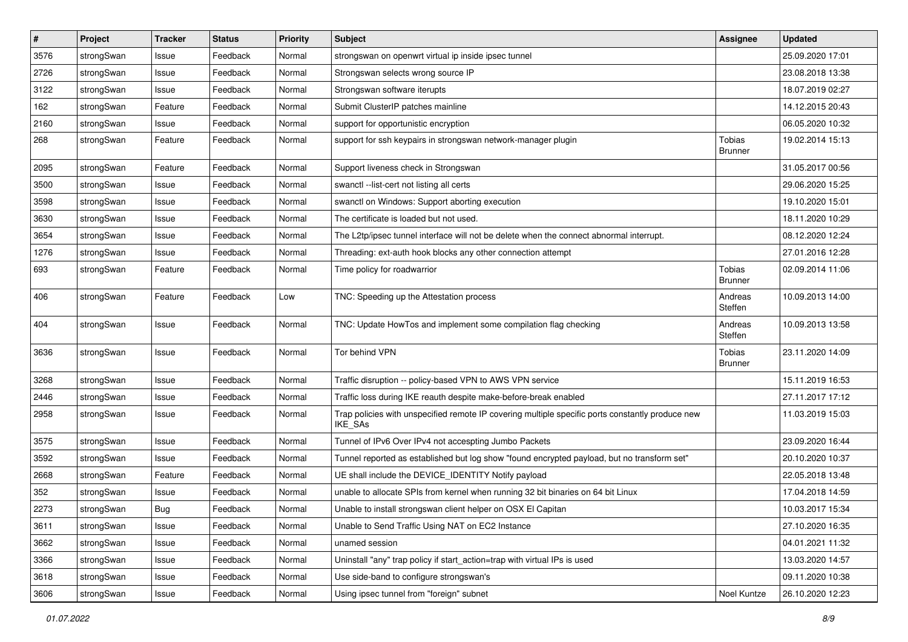| # | Project | Tracker | Status | Priority | Subject | Assignee | Updated |
|---|---|---|---|---|---|---|---|
| 3576 | strongSwan | Issue | Feedback | Normal | strongswan on openwrt virtual ip inside ipsec tunnel | | 25.09.2020 17:01 |
| 2726 | strongSwan | Issue | Feedback | Normal | Strongswan selects wrong source IP | | 23.08.2018 13:38 |
| 3122 | strongSwan | Issue | Feedback | Normal | Strongswan software iterupts | | 18.07.2019 02:27 |
| 162 | strongSwan | Feature | Feedback | Normal | Submit ClusterIP patches mainline | | 14.12.2015 20:43 |
| 2160 | strongSwan | Issue | Feedback | Normal | support for opportunistic encryption | | 06.05.2020 10:32 |
| 268 | strongSwan | Feature | Feedback | Normal | support for ssh keypairs in strongswan network-manager plugin | Tobias Brunner | 19.02.2014 15:13 |
| 2095 | strongSwan | Feature | Feedback | Normal | Support liveness check in Strongswan | | 31.05.2017 00:56 |
| 3500 | strongSwan | Issue | Feedback | Normal | swanctl --list-cert not listing all certs | | 29.06.2020 15:25 |
| 3598 | strongSwan | Issue | Feedback | Normal | swanctl on Windows: Support aborting execution | | 19.10.2020 15:01 |
| 3630 | strongSwan | Issue | Feedback | Normal | The certificate is loaded but not used. | | 18.11.2020 10:29 |
| 3654 | strongSwan | Issue | Feedback | Normal | The L2tp/ipsec tunnel interface will not be delete when the connect abnormal interrupt. | | 08.12.2020 12:24 |
| 1276 | strongSwan | Issue | Feedback | Normal | Threading: ext-auth hook blocks any other connection attempt | | 27.01.2016 12:28 |
| 693 | strongSwan | Feature | Feedback | Normal | Time policy for roadwarrior | Tobias Brunner | 02.09.2014 11:06 |
| 406 | strongSwan | Feature | Feedback | Low | TNC: Speeding up the Attestation process | Andreas Steffen | 10.09.2013 14:00 |
| 404 | strongSwan | Issue | Feedback | Normal | TNC: Update HowTos and implement some compilation flag checking | Andreas Steffen | 10.09.2013 13:58 |
| 3636 | strongSwan | Issue | Feedback | Normal | Tor behind VPN | Tobias Brunner | 23.11.2020 14:09 |
| 3268 | strongSwan | Issue | Feedback | Normal | Traffic disruption -- policy-based VPN to AWS VPN service | | 15.11.2019 16:53 |
| 2446 | strongSwan | Issue | Feedback | Normal | Traffic loss during IKE reauth despite make-before-break enabled | | 27.11.2017 17:12 |
| 2958 | strongSwan | Issue | Feedback | Normal | Trap policies with unspecified remote IP covering multiple specific ports constantly produce new IKE_SAs | | 11.03.2019 15:03 |
| 3575 | strongSwan | Issue | Feedback | Normal | Tunnel of IPv6 Over IPv4 not accespting Jumbo Packets | | 23.09.2020 16:44 |
| 3592 | strongSwan | Issue | Feedback | Normal | Tunnel reported as established but log show "found encrypted payload, but no transform set" | | 20.10.2020 10:37 |
| 2668 | strongSwan | Feature | Feedback | Normal | UE shall include the DEVICE_IDENTITY Notify payload | | 22.05.2018 13:48 |
| 352 | strongSwan | Issue | Feedback | Normal | unable to allocate SPIs from kernel when running 32 bit binaries on 64 bit Linux | | 17.04.2018 14:59 |
| 2273 | strongSwan | Bug | Feedback | Normal | Unable to install strongswan client helper on OSX El Capitan | | 10.03.2017 15:34 |
| 3611 | strongSwan | Issue | Feedback | Normal | Unable to Send Traffic Using NAT on EC2 Instance | | 27.10.2020 16:35 |
| 3662 | strongSwan | Issue | Feedback | Normal | unamed session | | 04.01.2021 11:32 |
| 3366 | strongSwan | Issue | Feedback | Normal | Uninstall "any" trap policy if start_action=trap with virtual IPs is used | | 13.03.2020 14:57 |
| 3618 | strongSwan | Issue | Feedback | Normal | Use side-band to configure strongswan's | | 09.11.2020 10:38 |
| 3606 | strongSwan | Issue | Feedback | Normal | Using ipsec tunnel from "foreign" subnet | Noel Kuntze | 26.10.2020 12:23 |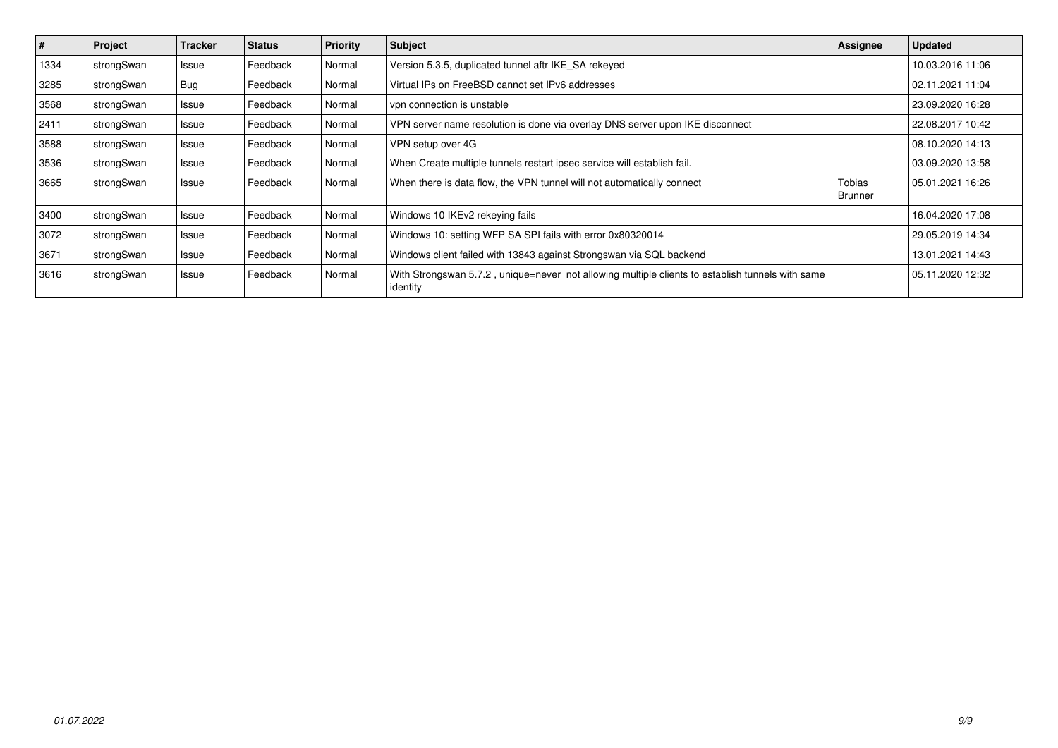| # | Project | Tracker | Status | Priority | Subject | Assignee | Updated |
|---|---|---|---|---|---|---|---|
| 1334 | strongSwan | Issue | Feedback | Normal | Version 5.3.5, duplicated tunnel aftr IKE_SA rekeyed | | 10.03.2016 11:06 |
| 3285 | strongSwan | Bug | Feedback | Normal | Virtual IPs on FreeBSD cannot set IPv6 addresses | | 02.11.2021 11:04 |
| 3568 | strongSwan | Issue | Feedback | Normal | vpn connection is unstable | | 23.09.2020 16:28 |
| 2411 | strongSwan | Issue | Feedback | Normal | VPN server name resolution is done via overlay DNS server upon IKE disconnect | | 22.08.2017 10:42 |
| 3588 | strongSwan | Issue | Feedback | Normal | VPN setup over 4G | | 08.10.2020 14:13 |
| 3536 | strongSwan | Issue | Feedback | Normal | When Create multiple tunnels restart ipsec service will establish fail. | | 03.09.2020 13:58 |
| 3665 | strongSwan | Issue | Feedback | Normal | When there is data flow, the VPN tunnel will not automatically connect | Tobias Brunner | 05.01.2021 16:26 |
| 3400 | strongSwan | Issue | Feedback | Normal | Windows 10 IKEv2 rekeying fails | | 16.04.2020 17:08 |
| 3072 | strongSwan | Issue | Feedback | Normal | Windows 10: setting WFP SA SPI fails with error 0x80320014 | | 29.05.2019 14:34 |
| 3671 | strongSwan | Issue | Feedback | Normal | Windows client failed with 13843 against Strongswan via SQL backend | | 13.01.2021 14:43 |
| 3616 | strongSwan | Issue | Feedback | Normal | With Strongswan 5.7.2 , unique=never not allowing multiple clients to establish tunnels with same identity | | 05.11.2020 12:32 |

*01.07.2022*